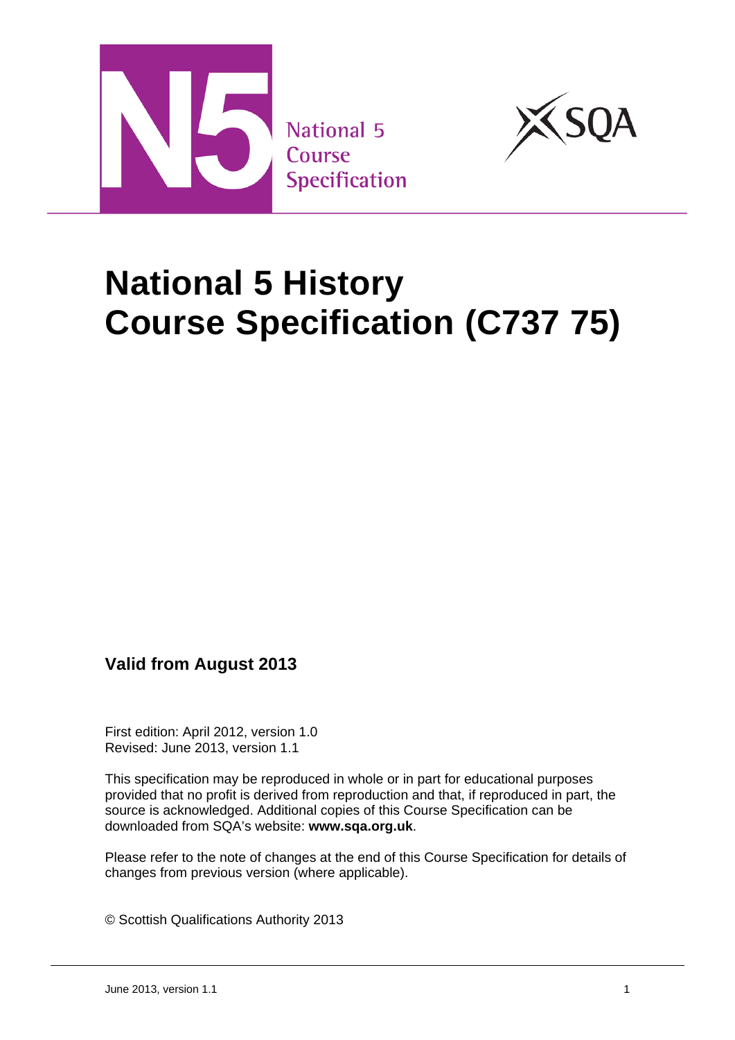National 5
Course
Specification

# National 5 History
# Course Specification (C737 75)

**Valid from August 2013**

First edition: April 2012, version 1.0
Revised: June 2013, version 1.1

This specification may be reproduced in whole or in part for educational purposes provided that no profit is derived from reproduction and that, if reproduced in part, the source is acknowledged. Additional copies of this Course Specification can be downloaded from SQA's website: **www.sqa.org.uk**.

Please refer to the note of changes at the end of this Course Specification for details of changes from previous version (where applicable).

© Scottish Qualifications Authority 2013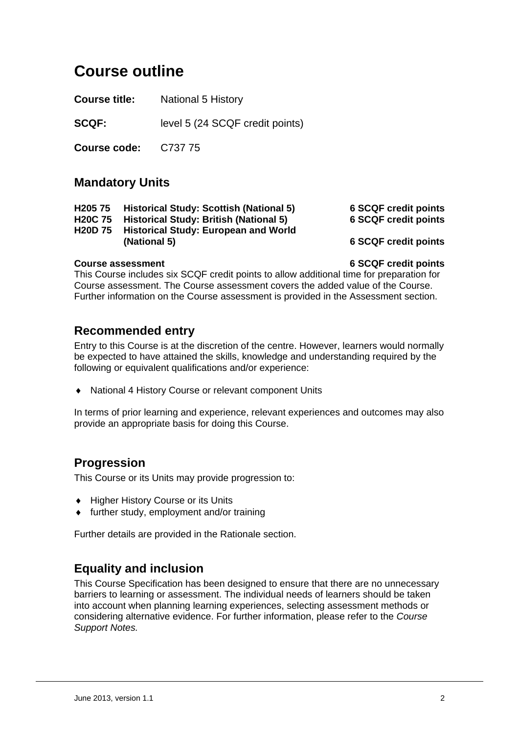# Course outline

**Course title:** National 5 History

**SCQF:** level 5 (24 SCQF credit points)

**Course code:** C737 75

## Mandatory Units

| | | |
|---|---|---|
| **H205 75** | **Historical Study: Scottish (National 5)** | **6 SCQF credit points** |
| **H20C 75** | **Historical Study: British (National 5)** | **6 SCQF credit points** |
| **H20D 75** | **Historical Study: European and World (National 5)** | **6 SCQF credit points** |

**Course assessment** **6 SCQF credit points**

This Course includes six SCQF credit points to allow additional time for preparation for Course assessment. The Course assessment covers the added value of the Course. Further information on the Course assessment is provided in the Assessment section.

## Recommended entry

Entry to this Course is at the discretion of the centre. However, learners would normally be expected to have attained the skills, knowledge and understanding required by the following or equivalent qualifications and/or experience:

- National 4 History Course or relevant component Units

In terms of prior learning and experience, relevant experiences and outcomes may also provide an appropriate basis for doing this Course.

## Progression

This Course or its Units may provide progression to:

- Higher History Course or its Units
- further study, employment and/or training

Further details are provided in the Rationale section.

## Equality and inclusion

This Course Specification has been designed to ensure that there are no unnecessary barriers to learning or assessment. The individual needs of learners should be taken into account when planning learning experiences, selecting assessment methods or considering alternative evidence. For further information, please refer to the *Course Support Notes.*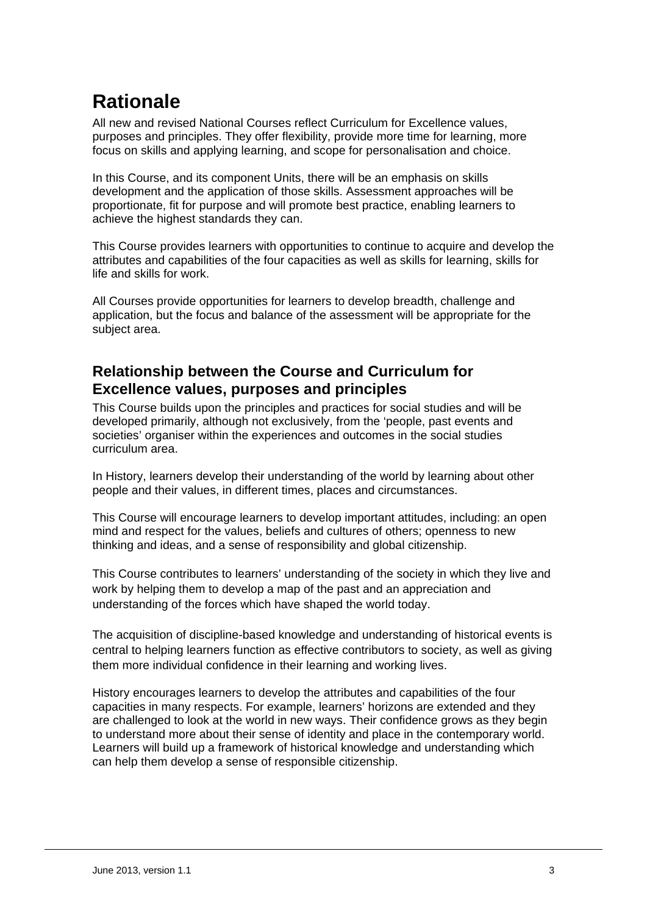# Rationale

All new and revised National Courses reflect Curriculum for Excellence values, purposes and principles. They offer flexibility, provide more time for learning, more focus on skills and applying learning, and scope for personalisation and choice.

In this Course, and its component Units, there will be an emphasis on skills development and the application of those skills. Assessment approaches will be proportionate, fit for purpose and will promote best practice, enabling learners to achieve the highest standards they can.

This Course provides learners with opportunities to continue to acquire and develop the attributes and capabilities of the four capacities as well as skills for learning, skills for life and skills for work.

All Courses provide opportunities for learners to develop breadth, challenge and application, but the focus and balance of the assessment will be appropriate for the subject area.

## Relationship between the Course and Curriculum for Excellence values, purposes and principles

This Course builds upon the principles and practices for social studies and will be developed primarily, although not exclusively, from the 'people, past events and societies' organiser within the experiences and outcomes in the social studies curriculum area.

In History, learners develop their understanding of the world by learning about other people and their values, in different times, places and circumstances.

This Course will encourage learners to develop important attitudes, including: an open mind and respect for the values, beliefs and cultures of others; openness to new thinking and ideas, and a sense of responsibility and global citizenship.

This Course contributes to learners' understanding of the society in which they live and work by helping them to develop a map of the past and an appreciation and understanding of the forces which have shaped the world today.

The acquisition of discipline-based knowledge and understanding of historical events is central to helping learners function as effective contributors to society, as well as giving them more individual confidence in their learning and working lives.

History encourages learners to develop the attributes and capabilities of the four capacities in many respects. For example, learners' horizons are extended and they are challenged to look at the world in new ways. Their confidence grows as they begin to understand more about their sense of identity and place in the contemporary world. Learners will build up a framework of historical knowledge and understanding which can help them develop a sense of responsible citizenship.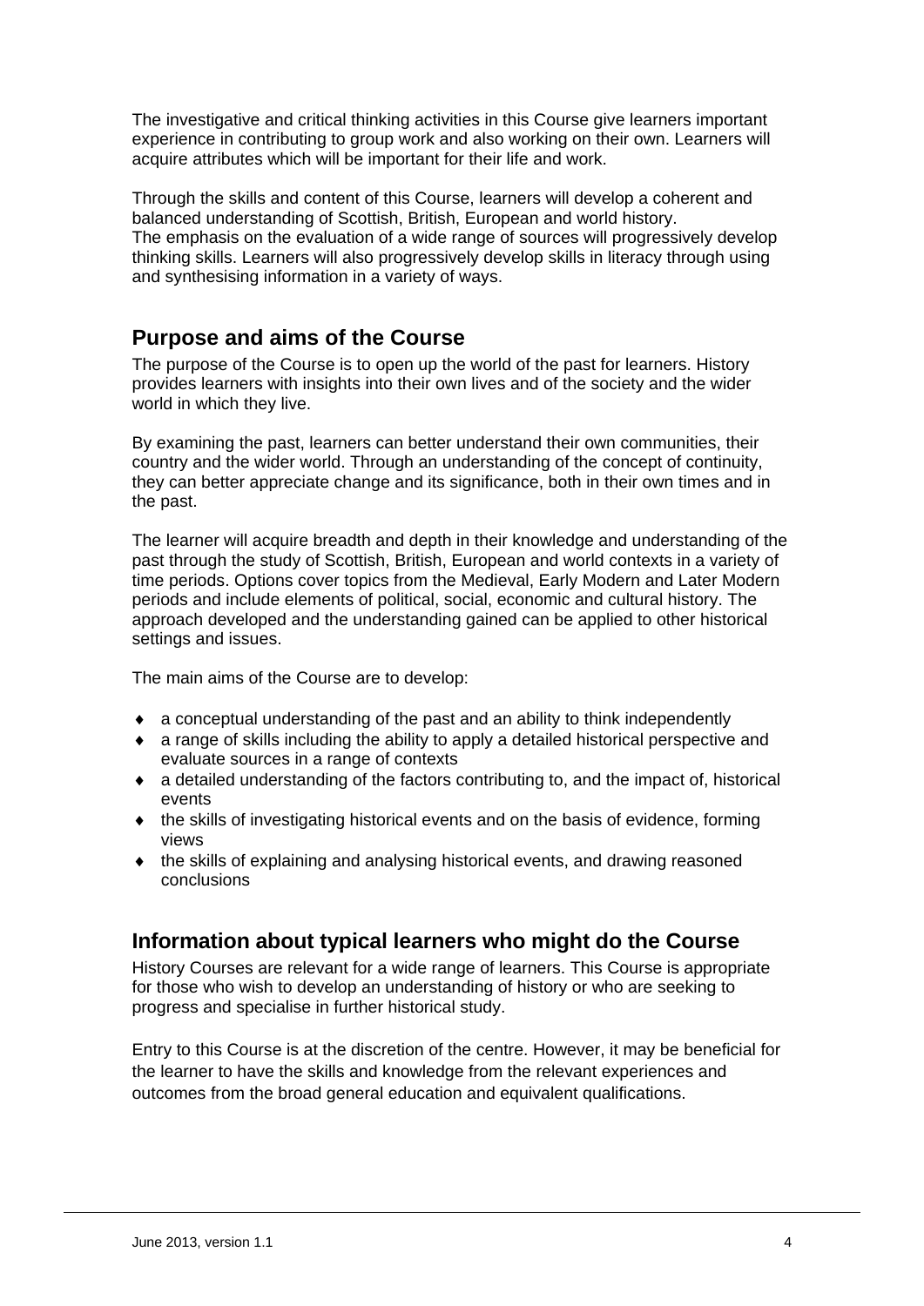The investigative and critical thinking activities in this Course give learners important experience in contributing to group work and also working on their own. Learners will acquire attributes which will be important for their life and work.

Through the skills and content of this Course, learners will develop a coherent and balanced understanding of Scottish, British, European and world history.
The emphasis on the evaluation of a wide range of sources will progressively develop thinking skills. Learners will also progressively develop skills in literacy through using and synthesising information in a variety of ways.

## Purpose and aims of the Course

The purpose of the Course is to open up the world of the past for learners. History provides learners with insights into their own lives and of the society and the wider world in which they live.

By examining the past, learners can better understand their own communities, their country and the wider world. Through an understanding of the concept of continuity, they can better appreciate change and its significance, both in their own times and in the past.

The learner will acquire breadth and depth in their knowledge and understanding of the past through the study of Scottish, British, European and world contexts in a variety of time periods. Options cover topics from the Medieval, Early Modern and Later Modern periods and include elements of political, social, economic and cultural history. The approach developed and the understanding gained can be applied to other historical settings and issues.

The main aims of the Course are to develop:

- a conceptual understanding of the past and an ability to think independently
- a range of skills including the ability to apply a detailed historical perspective and evaluate sources in a range of contexts
- a detailed understanding of the factors contributing to, and the impact of, historical events
- the skills of investigating historical events and on the basis of evidence, forming views
- the skills of explaining and analysing historical events, and drawing reasoned conclusions

## Information about typical learners who might do the Course

History Courses are relevant for a wide range of learners. This Course is appropriate for those who wish to develop an understanding of history or who are seeking to progress and specialise in further historical study.

Entry to this Course is at the discretion of the centre. However, it may be beneficial for the learner to have the skills and knowledge from the relevant experiences and outcomes from the broad general education and equivalent qualifications.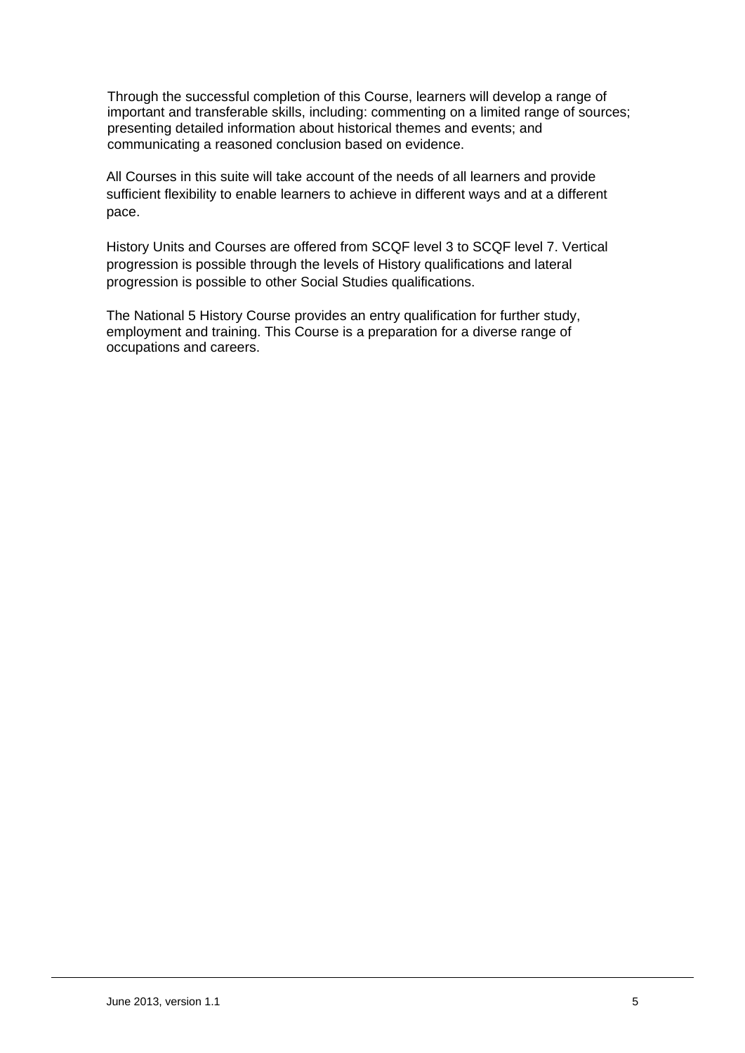Through the successful completion of this Course, learners will develop a range of important and transferable skills, including: commenting on a limited range of sources; presenting detailed information about historical themes and events; and communicating a reasoned conclusion based on evidence.

All Courses in this suite will take account of the needs of all learners and provide sufficient flexibility to enable learners to achieve in different ways and at a different pace.

History Units and Courses are offered from SCQF level 3 to SCQF level 7. Vertical progression is possible through the levels of History qualifications and lateral progression is possible to other Social Studies qualifications.

The National 5 History Course provides an entry qualification for further study, employment and training. This Course is a preparation for a diverse range of occupations and careers.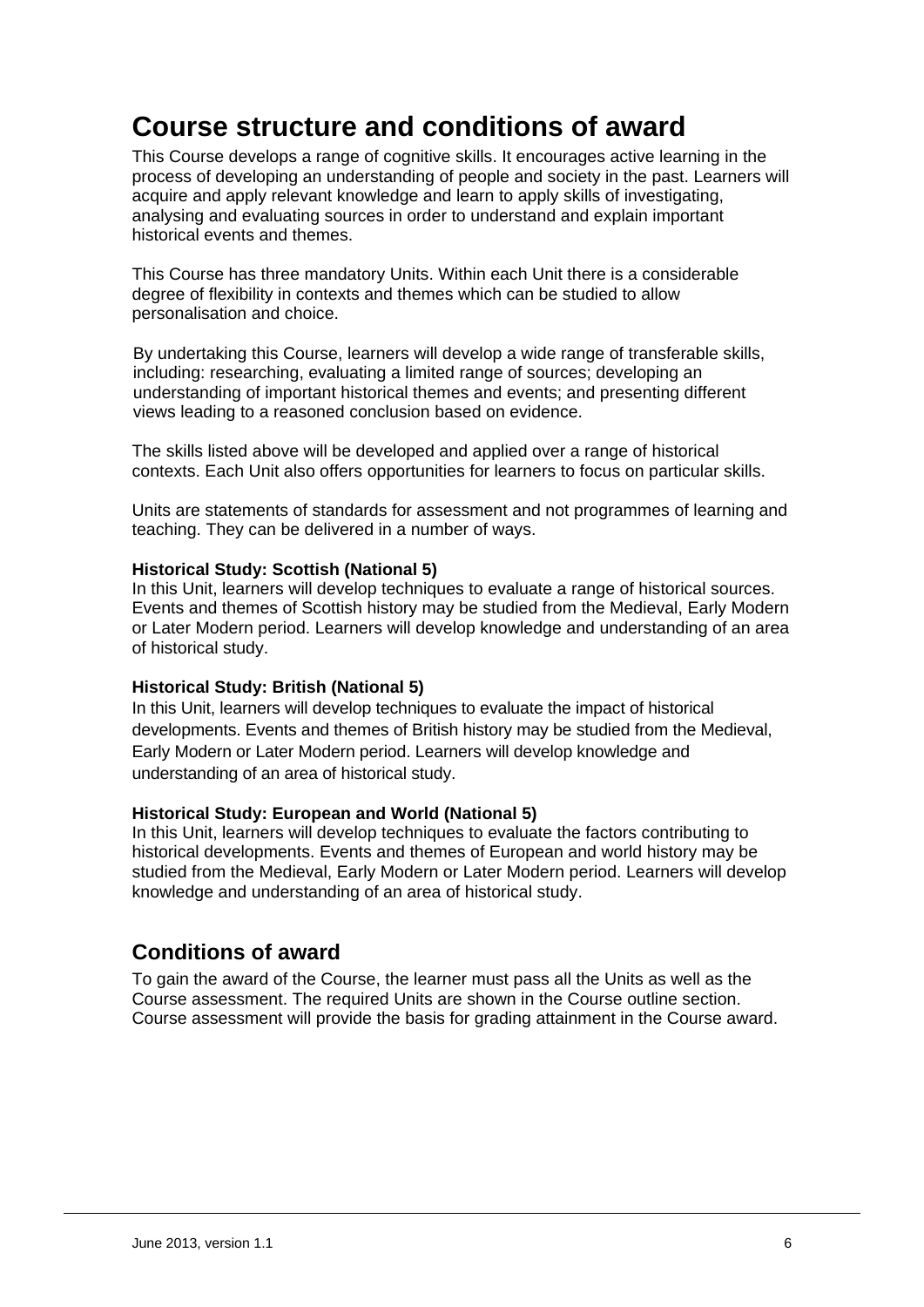# Course structure and conditions of award

This Course develops a range of cognitive skills. It encourages active learning in the process of developing an understanding of people and society in the past. Learners will acquire and apply relevant knowledge and learn to apply skills of investigating, analysing and evaluating sources in order to understand and explain important historical events and themes.

This Course has three mandatory Units. Within each Unit there is a considerable degree of flexibility in contexts and themes which can be studied to allow personalisation and choice.

By undertaking this Course, learners will develop a wide range of transferable skills, including: researching, evaluating a limited range of sources; developing an understanding of important historical themes and events; and presenting different views leading to a reasoned conclusion based on evidence.

The skills listed above will be developed and applied over a range of historical contexts. Each Unit also offers opportunities for learners to focus on particular skills.

Units are statements of standards for assessment and not programmes of learning and teaching. They can be delivered in a number of ways.

**Historical Study: Scottish (National 5)**
In this Unit, learners will develop techniques to evaluate a range of historical sources. Events and themes of Scottish history may be studied from the Medieval, Early Modern or Later Modern period. Learners will develop knowledge and understanding of an area of historical study.

**Historical Study: British (National 5)**
In this Unit, learners will develop techniques to evaluate the impact of historical developments. Events and themes of British history may be studied from the Medieval, Early Modern or Later Modern period. Learners will develop knowledge and understanding of an area of historical study.

**Historical Study: European and World (National 5)**
In this Unit, learners will develop techniques to evaluate the factors contributing to historical developments. Events and themes of European and world history may be studied from the Medieval, Early Modern or Later Modern period. Learners will develop knowledge and understanding of an area of historical study.

## Conditions of award

To gain the award of the Course, the learner must pass all the Units as well as the Course assessment. The required Units are shown in the Course outline section. Course assessment will provide the basis for grading attainment in the Course award.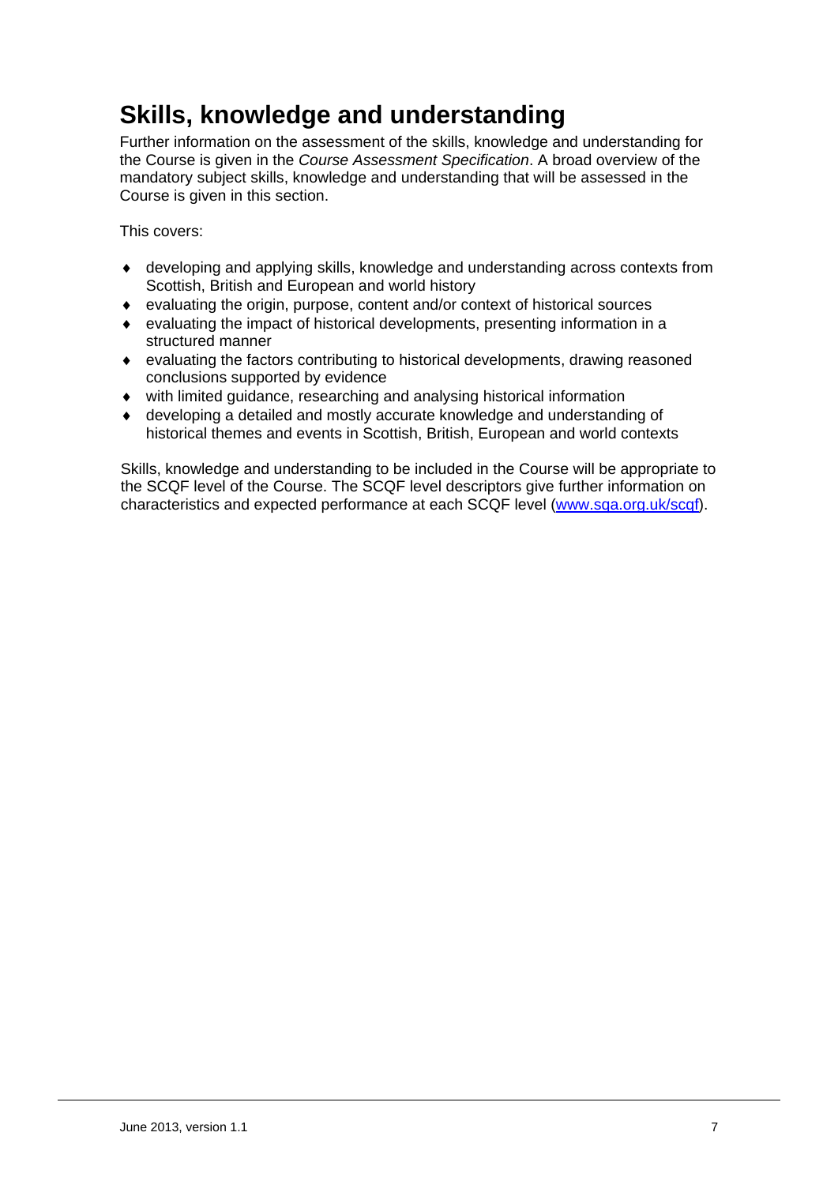## Skills, knowledge and understanding

Further information on the assessment of the skills, knowledge and understanding for the Course is given in the *Course Assessment Specification*. A broad overview of the mandatory subject skills, knowledge and understanding that will be assessed in the Course is given in this section.

This covers:

- developing and applying skills, knowledge and understanding across contexts from Scottish, British and European and world history
- evaluating the origin, purpose, content and/or context of historical sources
- evaluating the impact of historical developments, presenting information in a structured manner
- evaluating the factors contributing to historical developments, drawing reasoned conclusions supported by evidence
- with limited guidance, researching and analysing historical information
- developing a detailed and mostly accurate knowledge and understanding of historical themes and events in Scottish, British, European and world contexts

Skills, knowledge and understanding to be included in the Course will be appropriate to the SCQF level of the Course. The SCQF level descriptors give further information on characteristics and expected performance at each SCQF level ([www.sqa.org.uk/scqf](www.sqa.org.uk/scqf)).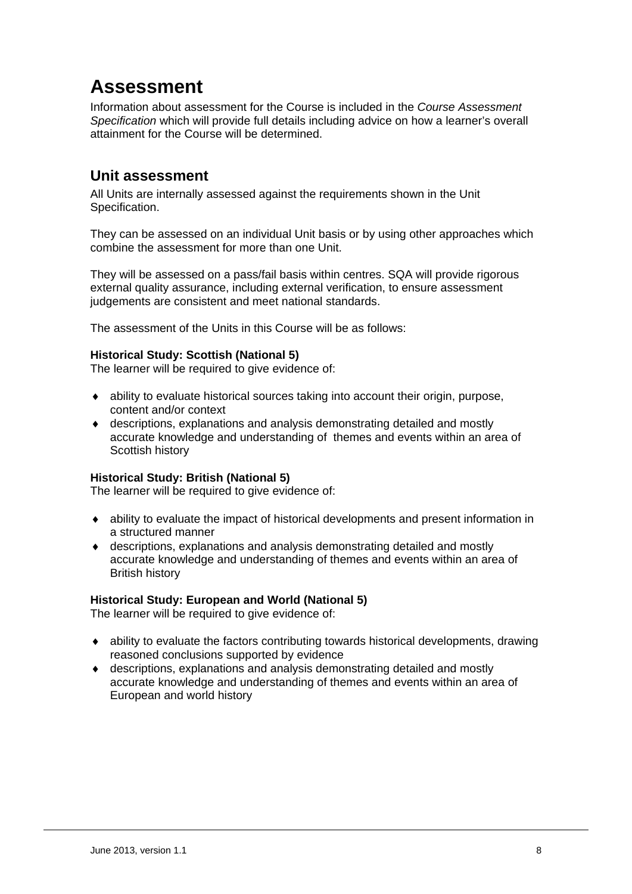# Assessment

Information about assessment for the Course is included in the *Course Assessment Specification* which will provide full details including advice on how a learner's overall attainment for the Course will be determined.

## Unit assessment

All Units are internally assessed against the requirements shown in the Unit Specification.

They can be assessed on an individual Unit basis or by using other approaches which combine the assessment for more than one Unit.

They will be assessed on a pass/fail basis within centres. SQA will provide rigorous external quality assurance, including external verification, to ensure assessment judgements are consistent and meet national standards.

The assessment of the Units in this Course will be as follows:

**Historical Study: Scottish (National 5)**
The learner will be required to give evidence of:

- ability to evaluate historical sources taking into account their origin, purpose, content and/or context
- descriptions, explanations and analysis demonstrating detailed and mostly accurate knowledge and understanding of themes and events within an area of Scottish history

**Historical Study: British (National 5)**
The learner will be required to give evidence of:

- ability to evaluate the impact of historical developments and present information in a structured manner
- descriptions, explanations and analysis demonstrating detailed and mostly accurate knowledge and understanding of themes and events within an area of British history

**Historical Study: European and World (National 5)**
The learner will be required to give evidence of:

- ability to evaluate the factors contributing towards historical developments, drawing reasoned conclusions supported by evidence
- descriptions, explanations and analysis demonstrating detailed and mostly accurate knowledge and understanding of themes and events within an area of European and world history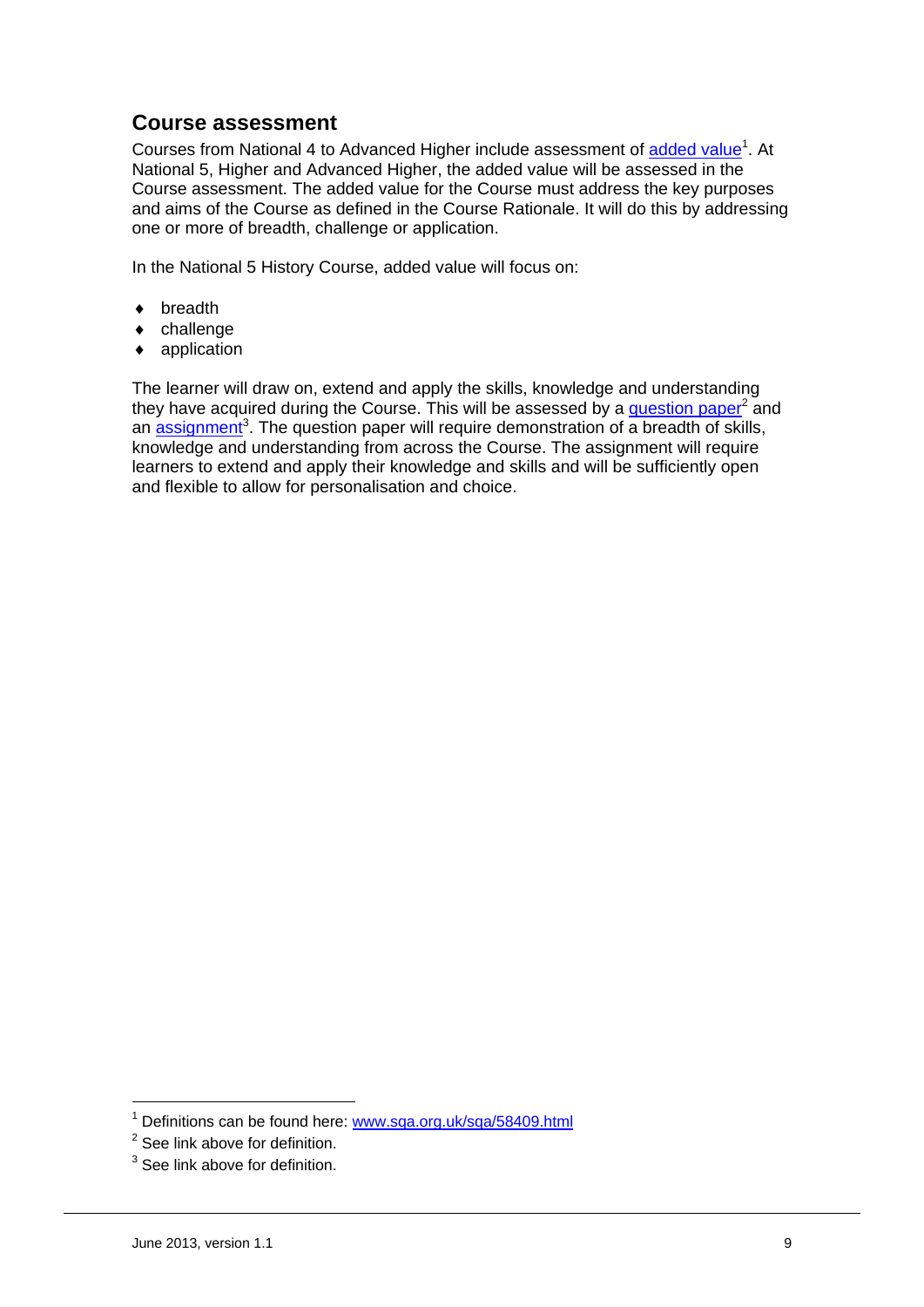## Course assessment

Courses from National 4 to Advanced Higher include assessment of added value[1]. At National 5, Higher and Advanced Higher, the added value will be assessed in the Course assessment. The added value for the Course must address the key purposes and aims of the Course as defined in the Course Rationale. It will do this by addressing one or more of breadth, challenge or application.

In the National 5 History Course, added value will focus on:

- breadth
- challenge
- application

The learner will draw on, extend and apply the skills, knowledge and understanding they have acquired during the Course. This will be assessed by a question paper[2] and an assignment[3]. The question paper will require demonstration of a breadth of skills, knowledge and understanding from across the Course. The assignment will require learners to extend and apply their knowledge and skills and will be sufficiently open and flexible to allow for personalisation and choice.

---

[1] Definitions can be found here: www.sqa.org.uk/sqa/58409.html

[2] See link above for definition.

[3] See link above for definition.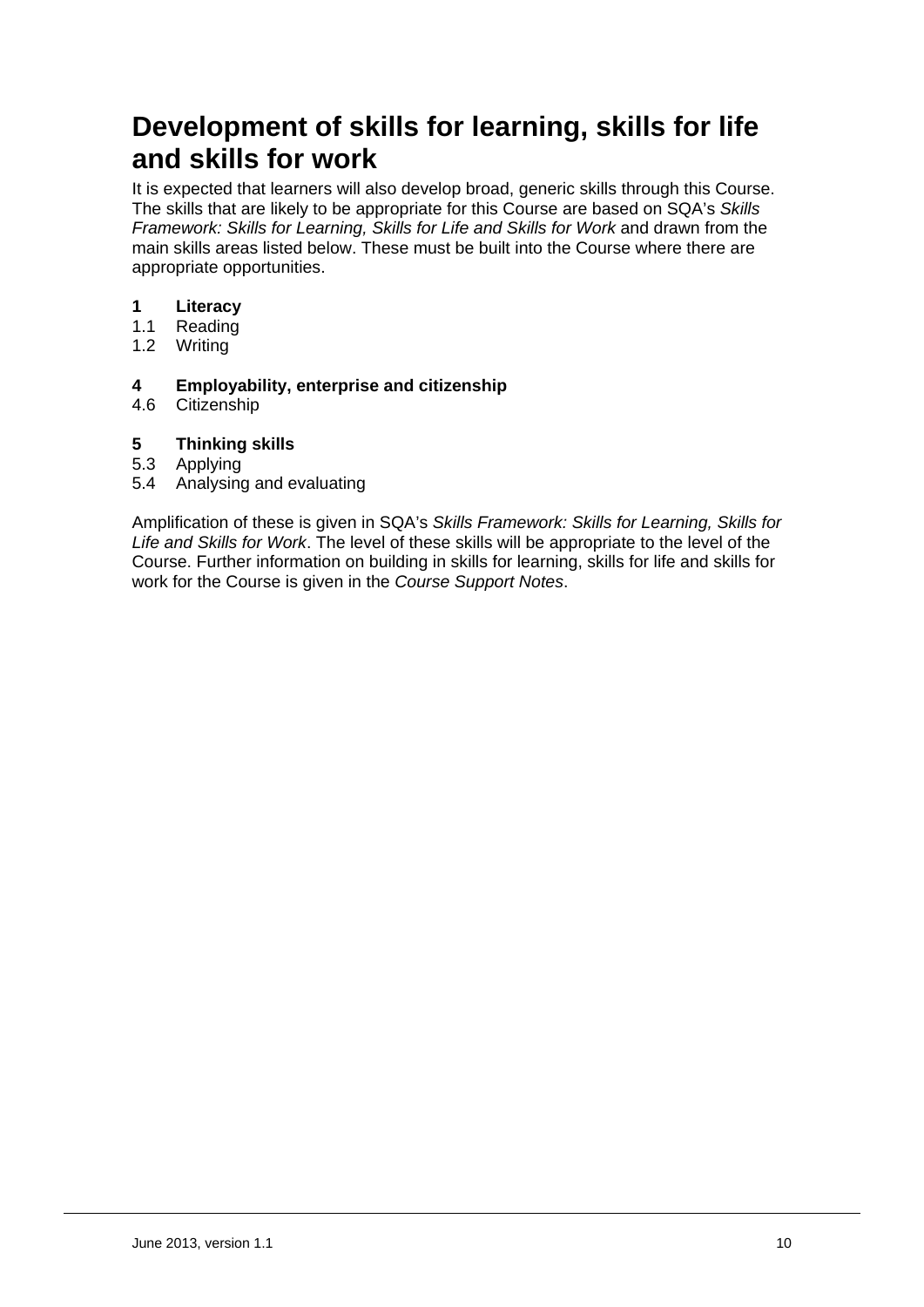# Development of skills for learning, skills for life and skills for work

It is expected that learners will also develop broad, generic skills through this Course. The skills that are likely to be appropriate for this Course are based on SQA's *Skills Framework: Skills for Learning, Skills for Life and Skills for Work* and drawn from the main skills areas listed below. These must be built into the Course where there are appropriate opportunities.

**1 Literacy**
1.1 Reading
1.2 Writing

**4 Employability, enterprise and citizenship**
4.6 Citizenship

**5 Thinking skills**
5.3 Applying
5.4 Analysing and evaluating

Amplification of these is given in SQA's *Skills Framework: Skills for Learning, Skills for Life and Skills for Work*. The level of these skills will be appropriate to the level of the Course. Further information on building in skills for learning, skills for life and skills for work for the Course is given in the *Course Support Notes*.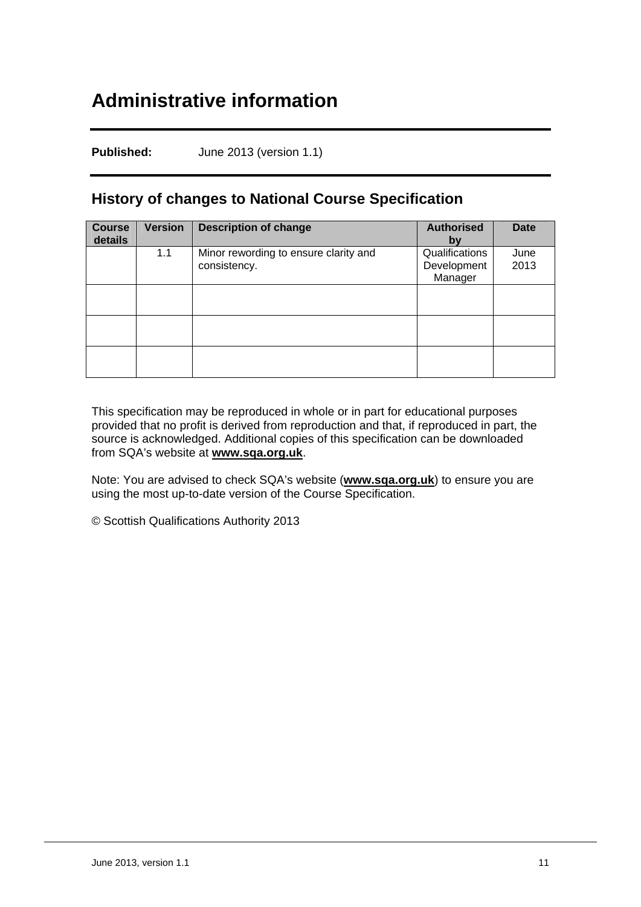# Administrative information

**Published:** June 2013 (version 1.1)

## History of changes to National Course Specification

| Course details | Version | Description of change | Authorised by | Date |
|---|---|---|---|---|
| | 1.1 | Minor rewording to ensure clarity and consistency. | Qualifications Development Manager | June 2013 |
| | | | | |
| | | | | |
| | | | | |

This specification may be reproduced in whole or in part for educational purposes provided that no profit is derived from reproduction and that, if reproduced in part, the source is acknowledged. Additional copies of this specification can be downloaded from SQA's website at **www.sqa.org.uk**.

Note: You are advised to check SQA's website (**www.sqa.org.uk**) to ensure you are using the most up-to-date version of the Course Specification.

© Scottish Qualifications Authority 2013